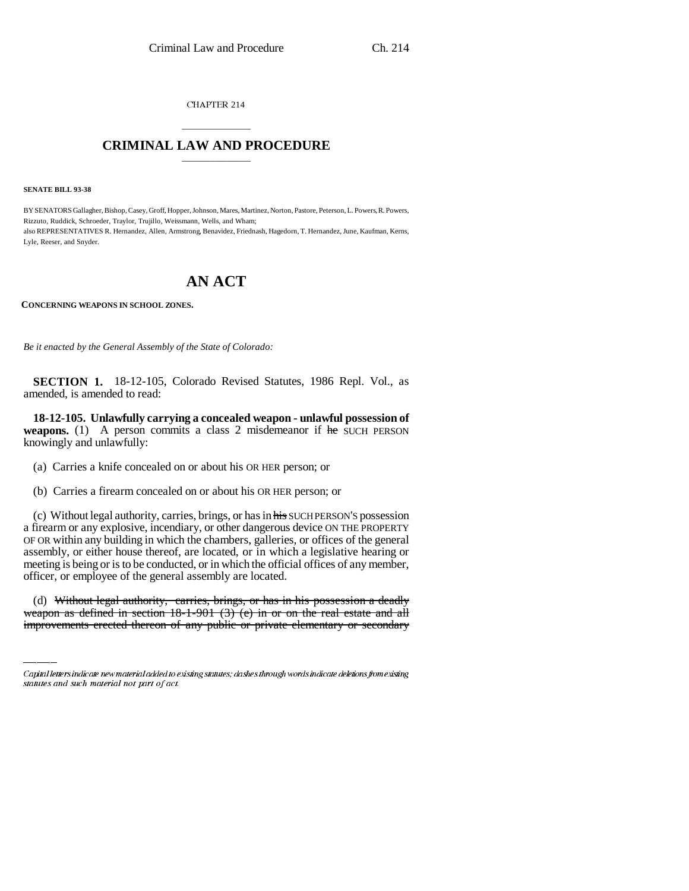CHAPTER 214

# CRIMINAL LAW AND PROCEDURE

**SENATE BILL 93-38**

BY SENATORS Gallagher, Bishop, Casey, Groff, Hopper, Johnson, Mares, Martinez, Norton, Pastore, Peterson, L. Powers, R. Powers, Rizzuto, Ruddick, Schroeder, Traylor, Trujillo, Weissmann, Wells, and Wham;
also REPRESENTATIVES R. Hernandez, Allen, Armstrong, Benavidez, Friednash, Hagedorn, T. Hernandez, June, Kaufman, Kerns, Lyle, Reeser, and Snyder.

# AN ACT

**CONCERNING WEAPONS IN SCHOOL ZONES.**

*Be it enacted by the General Assembly of the State of Colorado:*

**SECTION 1.** 18-12-105, Colorado Revised Statutes, 1986 Repl. Vol., as amended, is amended to read:

**18-12-105. Unlawfully carrying a concealed weapon - unlawful possession of weapons.** (1) A person commits a class 2 misdemeanor if ~~he~~ SUCH PERSON knowingly and unlawfully:

(a) Carries a knife concealed on or about his OR HER person; or

(b) Carries a firearm concealed on or about his OR HER person; or

(c) Without legal authority, carries, brings, or has in ~~his~~ SUCH PERSON'S possession a firearm or any explosive, incendiary, or other dangerous device ON THE PROPERTY OF OR within any building in which the chambers, galleries, or offices of the general assembly, or either house thereof, are located, or in which a legislative hearing or meeting is being or is to be conducted, or in which the official offices of any member, officer, or employee of the general assembly are located.

(d) ~~Without legal authority, carries, brings, or has in his possession a deadly weapon as defined in section 18-1-901 (3) (e) in or on the real estate and all improvements erected thereon of any public or private elementary or secondary~~

Capital letters indicate new material added to existing statutes; dashes through words indicate deletions from existing statutes and such material not part of act.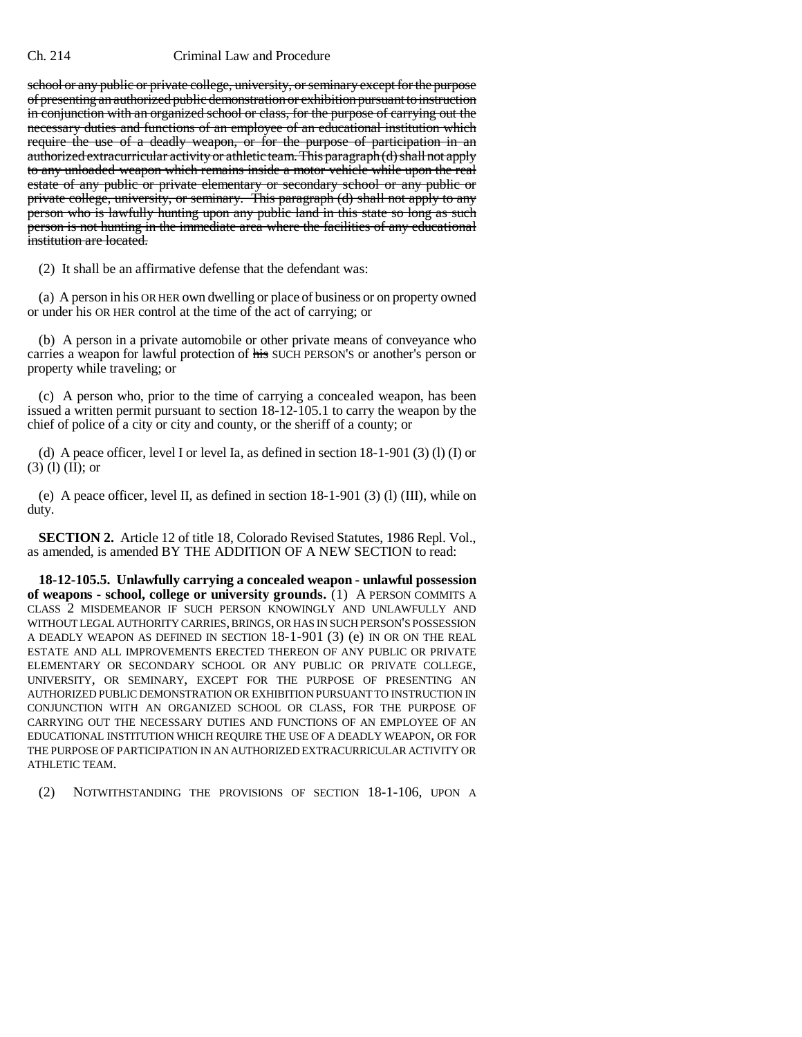~~school or any public or private college, university, or seminary except for the purpose of presenting an authorized public demonstration or exhibition pursuant to instruction in conjunction with an organized school or class, for the purpose of carrying out the necessary duties and functions of an employee of an educational institution which require the use of a deadly weapon, or for the purpose of participation in an authorized extracurricular activity or athletic team. This paragraph (d) shall not apply to any unloaded weapon which remains inside a motor vehicle while upon the real estate of any public or private elementary or secondary school or any public or private college, university, or seminary. This paragraph (d) shall not apply to any person who is lawfully hunting upon any public land in this state so long as such person is not hunting in the immediate area where the facilities of any educational institution are located.~~

(2) It shall be an affirmative defense that the defendant was:

(a) A person in his OR HER own dwelling or place of business or on property owned or under his OR HER control at the time of the act of carrying; or

(b) A person in a private automobile or other private means of conveyance who carries a weapon for lawful protection of ~~his~~ SUCH PERSON'S or another's person or property while traveling; or

(c) A person who, prior to the time of carrying a concealed weapon, has been issued a written permit pursuant to section 18-12-105.1 to carry the weapon by the chief of police of a city or city and county, or the sheriff of a county; or

(d) A peace officer, level I or level Ia, as defined in section 18-1-901 (3) (l) (I) or (3) (l) (II); or

(e) A peace officer, level II, as defined in section 18-1-901 (3) (l) (III), while on duty.

**SECTION 2.** Article 12 of title 18, Colorado Revised Statutes, 1986 Repl. Vol., as amended, is amended BY THE ADDITION OF A NEW SECTION to read:

**18-12-105.5. Unlawfully carrying a concealed weapon - unlawful possession of weapons - school, college or university grounds.** (1) A PERSON COMMITS A CLASS 2 MISDEMEANOR IF SUCH PERSON KNOWINGLY AND UNLAWFULLY AND WITHOUT LEGAL AUTHORITY CARRIES, BRINGS, OR HAS IN SUCH PERSON'S POSSESSION A DEADLY WEAPON AS DEFINED IN SECTION 18-1-901 (3) (e) IN OR ON THE REAL ESTATE AND ALL IMPROVEMENTS ERECTED THEREON OF ANY PUBLIC OR PRIVATE ELEMENTARY OR SECONDARY SCHOOL OR ANY PUBLIC OR PRIVATE COLLEGE, UNIVERSITY, OR SEMINARY, EXCEPT FOR THE PURPOSE OF PRESENTING AN AUTHORIZED PUBLIC DEMONSTRATION OR EXHIBITION PURSUANT TO INSTRUCTION IN CONJUNCTION WITH AN ORGANIZED SCHOOL OR CLASS, FOR THE PURPOSE OF CARRYING OUT THE NECESSARY DUTIES AND FUNCTIONS OF AN EMPLOYEE OF AN EDUCATIONAL INSTITUTION WHICH REQUIRE THE USE OF A DEADLY WEAPON, OR FOR THE PURPOSE OF PARTICIPATION IN AN AUTHORIZED EXTRACURRICULAR ACTIVITY OR ATHLETIC TEAM.

(2) NOTWITHSTANDING THE PROVISIONS OF SECTION 18-1-106, UPON A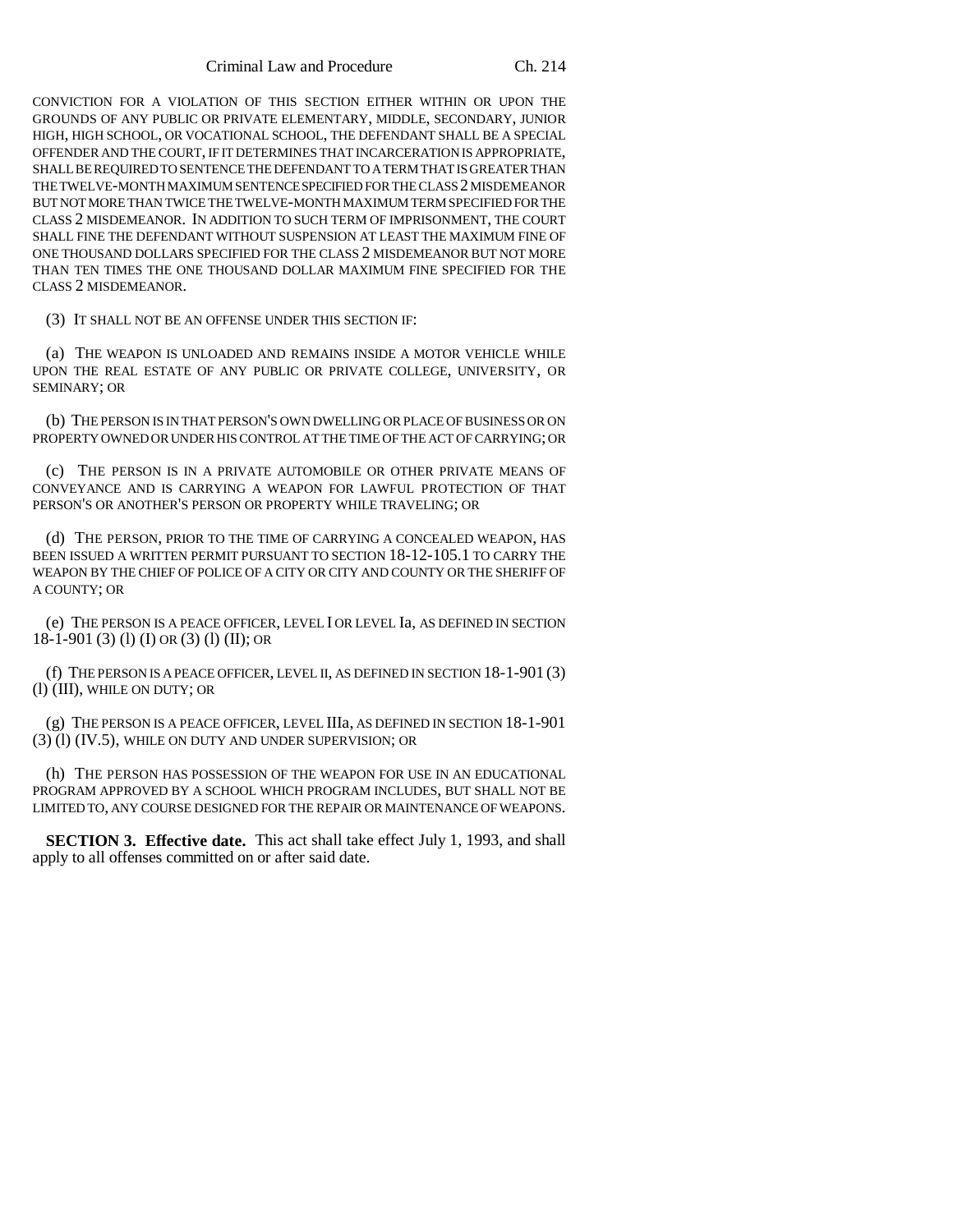CONVICTION FOR A VIOLATION OF THIS SECTION EITHER WITHIN OR UPON THE GROUNDS OF ANY PUBLIC OR PRIVATE ELEMENTARY, MIDDLE, SECONDARY, JUNIOR HIGH, HIGH SCHOOL, OR VOCATIONAL SCHOOL, THE DEFENDANT SHALL BE A SPECIAL OFFENDER AND THE COURT, IF IT DETERMINES THAT INCARCERATION IS APPROPRIATE, SHALL BE REQUIRED TO SENTENCE THE DEFENDANT TO A TERM THAT IS GREATER THAN THE TWELVE-MONTH MAXIMUM SENTENCE SPECIFIED FOR THE CLASS 2 MISDEMEANOR BUT NOT MORE THAN TWICE THE TWELVE-MONTH MAXIMUM TERM SPECIFIED FOR THE CLASS 2 MISDEMEANOR. IN ADDITION TO SUCH TERM OF IMPRISONMENT, THE COURT SHALL FINE THE DEFENDANT WITHOUT SUSPENSION AT LEAST THE MAXIMUM FINE OF ONE THOUSAND DOLLARS SPECIFIED FOR THE CLASS 2 MISDEMEANOR BUT NOT MORE THAN TEN TIMES THE ONE THOUSAND DOLLAR MAXIMUM FINE SPECIFIED FOR THE CLASS 2 MISDEMEANOR.

(3) IT SHALL NOT BE AN OFFENSE UNDER THIS SECTION IF:

(a) THE WEAPON IS UNLOADED AND REMAINS INSIDE A MOTOR VEHICLE WHILE UPON THE REAL ESTATE OF ANY PUBLIC OR PRIVATE COLLEGE, UNIVERSITY, OR SEMINARY; OR

(b) THE PERSON IS IN THAT PERSON'S OWN DWELLING OR PLACE OF BUSINESS OR ON PROPERTY OWNED OR UNDER HIS CONTROL AT THE TIME OF THE ACT OF CARRYING; OR

(c) THE PERSON IS IN A PRIVATE AUTOMOBILE OR OTHER PRIVATE MEANS OF CONVEYANCE AND IS CARRYING A WEAPON FOR LAWFUL PROTECTION OF THAT PERSON'S OR ANOTHER'S PERSON OR PROPERTY WHILE TRAVELING; OR

(d) THE PERSON, PRIOR TO THE TIME OF CARRYING A CONCEALED WEAPON, HAS BEEN ISSUED A WRITTEN PERMIT PURSUANT TO SECTION 18-12-105.1 TO CARRY THE WEAPON BY THE CHIEF OF POLICE OF A CITY OR CITY AND COUNTY OR THE SHERIFF OF A COUNTY; OR

(e) THE PERSON IS A PEACE OFFICER, LEVEL I OR LEVEL Ia, AS DEFINED IN SECTION 18-1-901 (3) (l) (I) OR (3) (l) (II); OR

(f) THE PERSON IS A PEACE OFFICER, LEVEL II, AS DEFINED IN SECTION 18-1-901 (3) (l) (III), WHILE ON DUTY; OR

(g) THE PERSON IS A PEACE OFFICER, LEVEL IIIa, AS DEFINED IN SECTION 18-1-901 (3) (l) (IV.5), WHILE ON DUTY AND UNDER SUPERVISION; OR

(h) THE PERSON HAS POSSESSION OF THE WEAPON FOR USE IN AN EDUCATIONAL PROGRAM APPROVED BY A SCHOOL WHICH PROGRAM INCLUDES, BUT SHALL NOT BE LIMITED TO, ANY COURSE DESIGNED FOR THE REPAIR OR MAINTENANCE OF WEAPONS.

**SECTION 3. Effective date.** This act shall take effect July 1, 1993, and shall apply to all offenses committed on or after said date.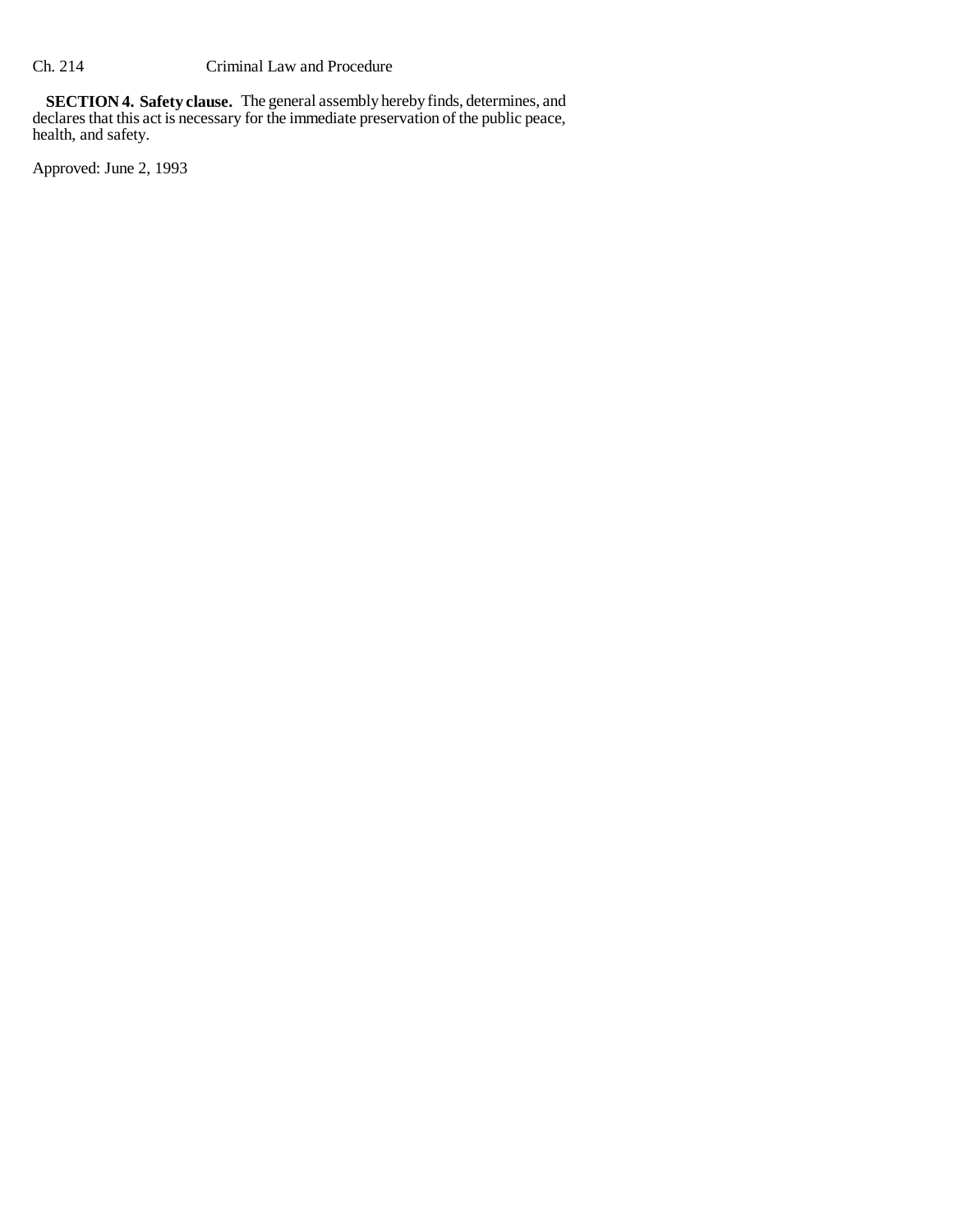**SECTION 4. Safety clause.** The general assembly hereby finds, determines, and declares that this act is necessary for the immediate preservation of the public peace, health, and safety.

Approved: June 2, 1993